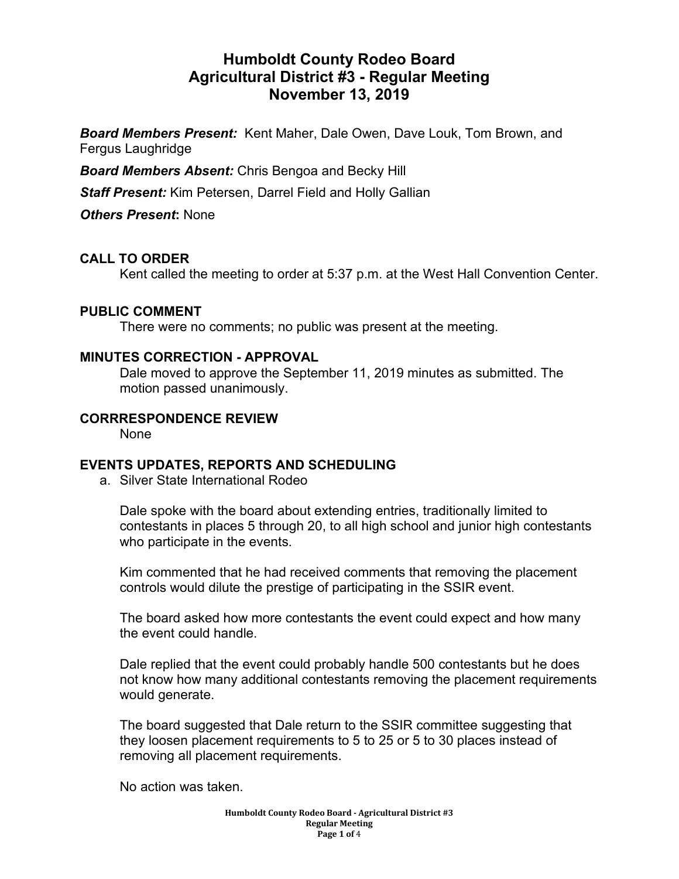# Humboldt County Rodeo Board
# Agricultural District #3 - Regular Meeting
# November 13, 2019

***Board Members Present:*** Kent Maher, Dale Owen, Dave Louk, Tom Brown, and Fergus Laughridge

***Board Members Absent:*** Chris Bengoa and Becky Hill

***Staff Present:*** Kim Petersen, Darrel Field and Holly Gallian

***Others Present*:** None

## CALL TO ORDER

Kent called the meeting to order at 5:37 p.m. at the West Hall Convention Center.

## PUBLIC COMMENT

There were no comments; no public was present at the meeting.

## MINUTES CORRECTION - APPROVAL

Dale moved to approve the September 11, 2019 minutes as submitted. The motion passed unanimously.

## CORRRESPONDENCE REVIEW

None

## EVENTS UPDATES, REPORTS AND SCHEDULING

a. Silver State International Rodeo

Dale spoke with the board about extending entries, traditionally limited to contestants in places 5 through 20, to all high school and junior high contestants who participate in the events.

Kim commented that he had received comments that removing the placement controls would dilute the prestige of participating in the SSIR event.

The board asked how more contestants the event could expect and how many the event could handle.

Dale replied that the event could probably handle 500 contestants but he does not know how many additional contestants removing the placement requirements would generate.

The board suggested that Dale return to the SSIR committee suggesting that they loosen placement requirements to 5 to 25 or 5 to 30 places instead of removing all placement requirements.

No action was taken.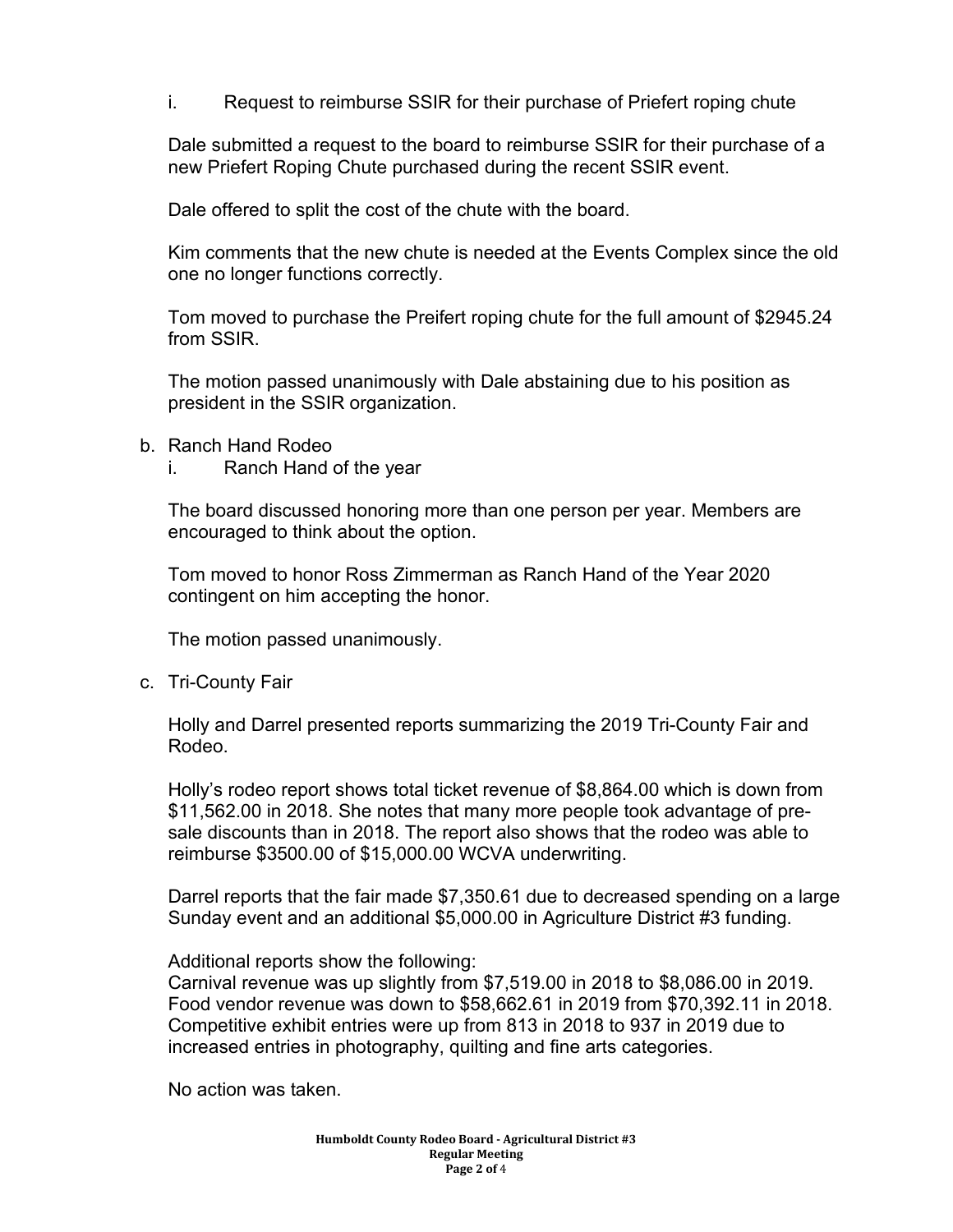i. Request to reimburse SSIR for their purchase of Priefert roping chute

Dale submitted a request to the board to reimburse SSIR for their purchase of a new Priefert Roping Chute purchased during the recent SSIR event.

Dale offered to split the cost of the chute with the board.

Kim comments that the new chute is needed at the Events Complex since the old one no longer functions correctly.

Tom moved to purchase the Preifert roping chute for the full amount of $2945.24 from SSIR.

The motion passed unanimously with Dale abstaining due to his position as president in the SSIR organization.

b. Ranch Hand Rodeo

i. Ranch Hand of the year

The board discussed honoring more than one person per year. Members are encouraged to think about the option.

Tom moved to honor Ross Zimmerman as Ranch Hand of the Year 2020 contingent on him accepting the honor.

The motion passed unanimously.

c. Tri-County Fair

Holly and Darrel presented reports summarizing the 2019 Tri-County Fair and Rodeo.

Holly's rodeo report shows total ticket revenue of $8,864.00 which is down from $11,562.00 in 2018. She notes that many more people took advantage of pre-sale discounts than in 2018. The report also shows that the rodeo was able to reimburse $3500.00 of $15,000.00 WCVA underwriting.

Darrel reports that the fair made $7,350.61 due to decreased spending on a large Sunday event and an additional $5,000.00 in Agriculture District #3 funding.

Additional reports show the following:
Carnival revenue was up slightly from $7,519.00 in 2018 to $8,086.00 in 2019.
Food vendor revenue was down to $58,662.61 in 2019 from $70,392.11 in 2018.
Competitive exhibit entries were up from 813 in 2018 to 937 in 2019 due to increased entries in photography, quilting and fine arts categories.

No action was taken.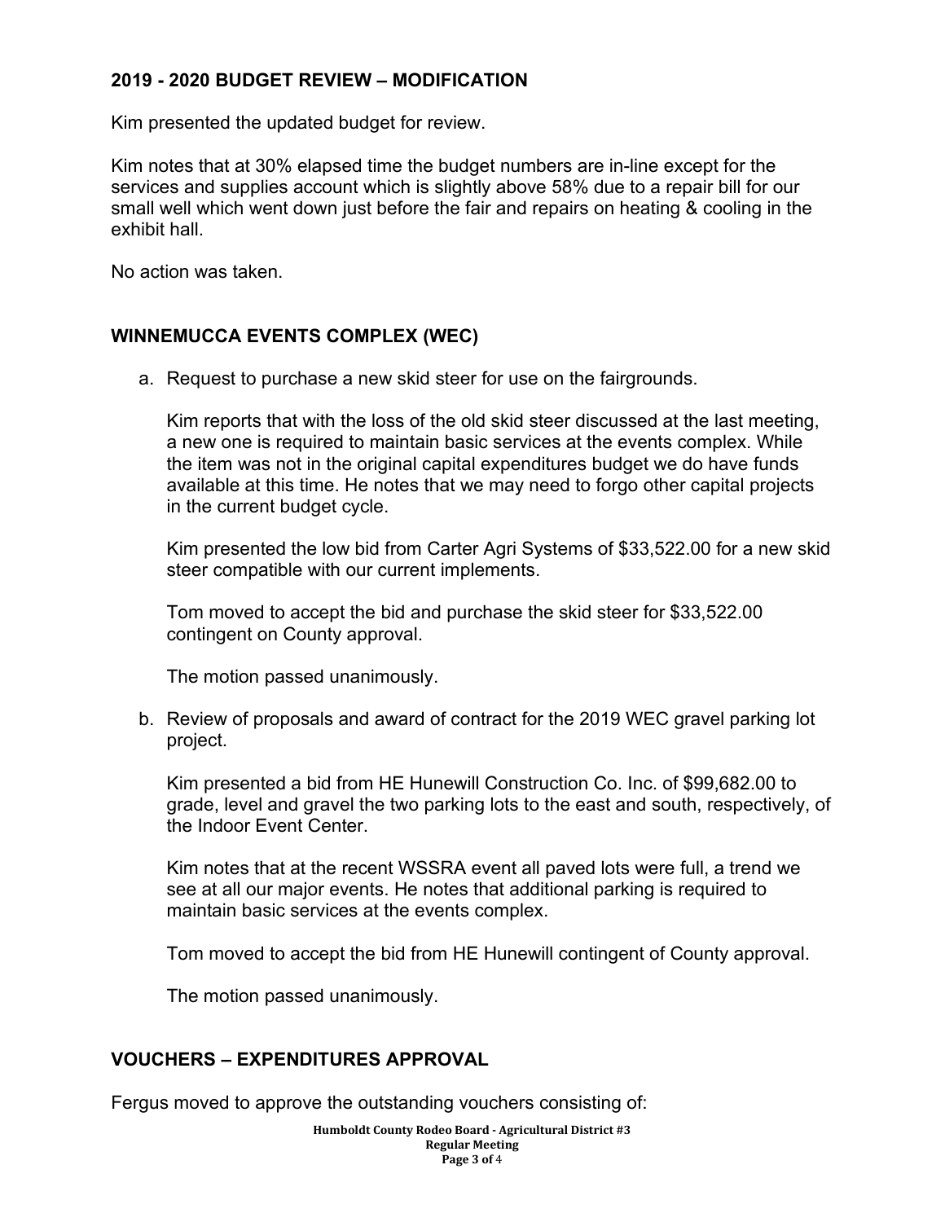## 2019 - 2020 BUDGET REVIEW – MODIFICATION

Kim presented the updated budget for review.

Kim notes that at 30% elapsed time the budget numbers are in-line except for the services and supplies account which is slightly above 58% due to a repair bill for our small well which went down just before the fair and repairs on heating & cooling in the exhibit hall.

No action was taken.

## WINNEMUCCA EVENTS COMPLEX (WEC)

a. Request to purchase a new skid steer for use on the fairgrounds.

   Kim reports that with the loss of the old skid steer discussed at the last meeting, a new one is required to maintain basic services at the events complex. While the item was not in the original capital expenditures budget we do have funds available at this time. He notes that we may need to forgo other capital projects in the current budget cycle.

   Kim presented the low bid from Carter Agri Systems of $33,522.00 for a new skid steer compatible with our current implements.

   Tom moved to accept the bid and purchase the skid steer for $33,522.00 contingent on County approval.

   The motion passed unanimously.

b. Review of proposals and award of contract for the 2019 WEC gravel parking lot project.

   Kim presented a bid from HE Hunewill Construction Co. Inc. of $99,682.00 to grade, level and gravel the two parking lots to the east and south, respectively, of the Indoor Event Center.

   Kim notes that at the recent WSSRA event all paved lots were full, a trend we see at all our major events. He notes that additional parking is required to maintain basic services at the events complex.

   Tom moved to accept the bid from HE Hunewill contingent of County approval.

   The motion passed unanimously.

## VOUCHERS – EXPENDITURES APPROVAL

Fergus moved to approve the outstanding vouchers consisting of: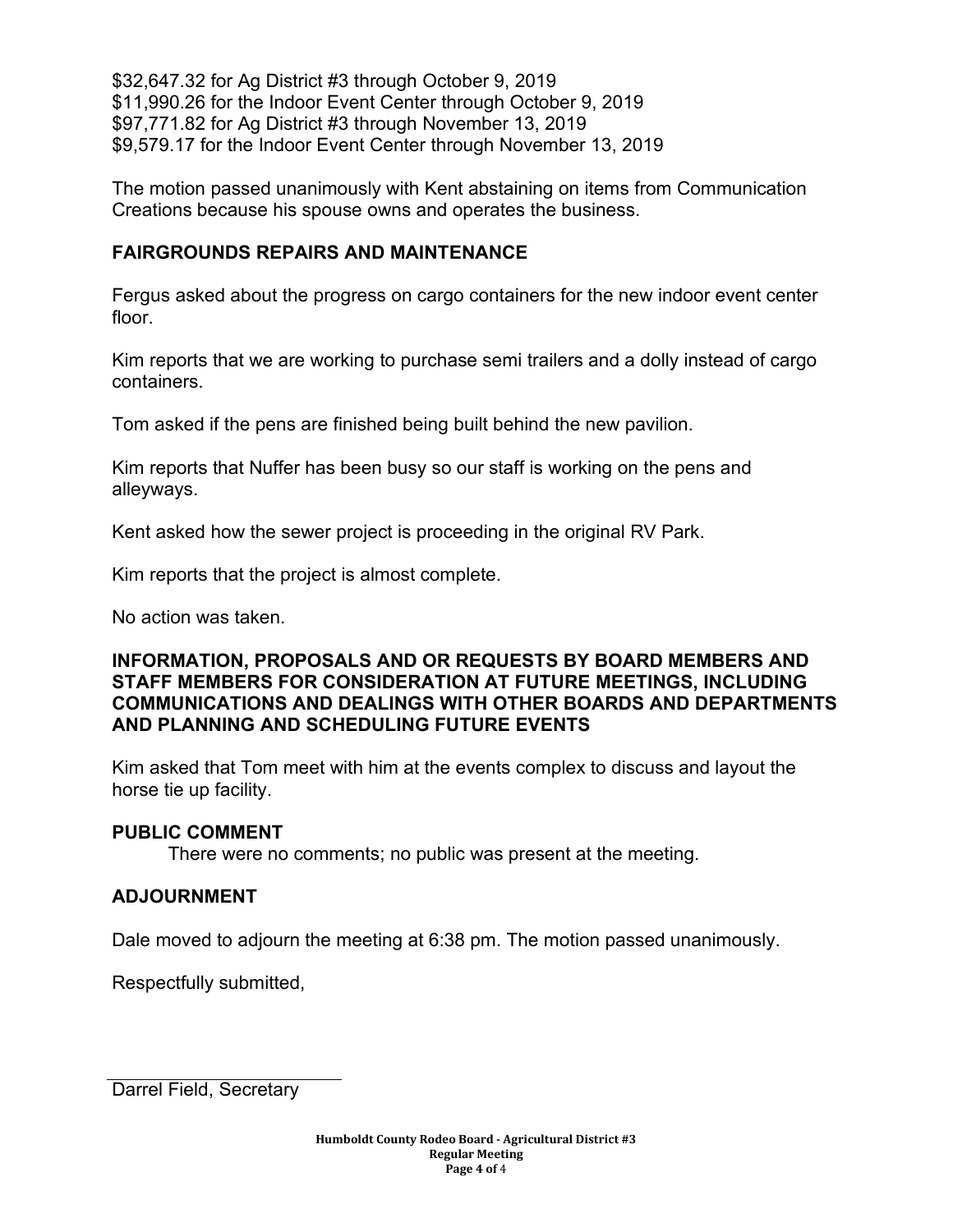$32,647.32 for Ag District #3 through October 9, 2019
$11,990.26 for the Indoor Event Center through October 9, 2019
$97,771.82 for Ag District #3 through November 13, 2019
$9,579.17 for the Indoor Event Center through November 13, 2019

The motion passed unanimously with Kent abstaining on items from Communication Creations because his spouse owns and operates the business.

## FAIRGROUNDS REPAIRS AND MAINTENANCE

Fergus asked about the progress on cargo containers for the new indoor event center floor.

Kim reports that we are working to purchase semi trailers and a dolly instead of cargo containers.

Tom asked if the pens are finished being built behind the new pavilion.

Kim reports that Nuffer has been busy so our staff is working on the pens and alleyways.

Kent asked how the sewer project is proceeding in the original RV Park.

Kim reports that the project is almost complete.

No action was taken.

## INFORMATION, PROPOSALS AND OR REQUESTS BY BOARD MEMBERS AND STAFF MEMBERS FOR CONSIDERATION AT FUTURE MEETINGS, INCLUDING COMMUNICATIONS AND DEALINGS WITH OTHER BOARDS AND DEPARTMENTS AND PLANNING AND SCHEDULING FUTURE EVENTS

Kim asked that Tom meet with him at the events complex to discuss and layout the horse tie up facility.

## PUBLIC COMMENT

There were no comments; no public was present at the meeting.

## ADJOURNMENT

Dale moved to adjourn the meeting at 6:38 pm. The motion passed unanimously.

Respectfully submitted,

Darrel Field, Secretary